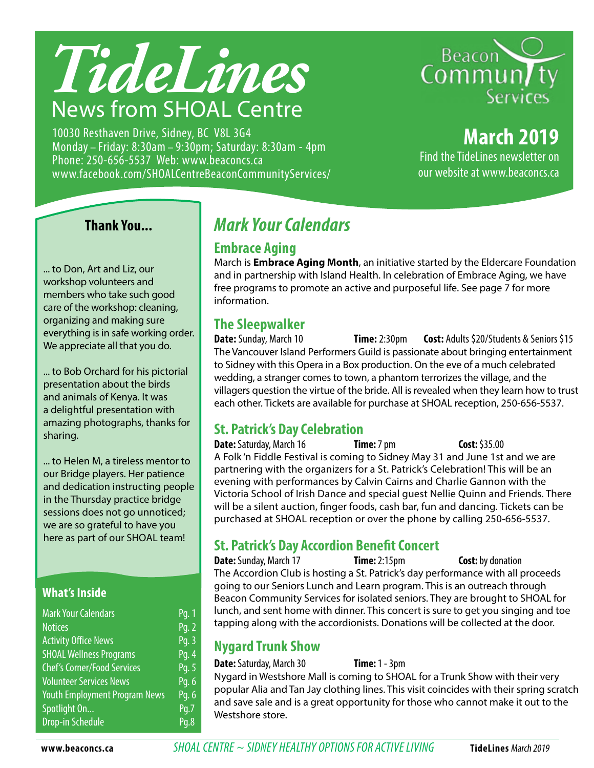# TideLines

## News from SHOAL Centre

10030 Resthaven Drive, Sidney, BC V8L 3G4
Monday – Friday: 8:30am – 9:30pm; Saturday: 8:30am - 4pm
Phone: 250-656-5537 Web: www.beaconcs.ca
www.facebook.com/SHOALCentreBeaconCommunityServices/

Beacon Community Services

**March 2019**

Find the TideLines newsletter on our website at www.beaconcs.ca

### Thank You...

... to Don, Art and Liz, our workshop volunteers and members who take such good care of the workshop: cleaning, organizing and making sure everything is in safe working order. We appreciate all that you do.

... to Bob Orchard for his pictorial presentation about the birds and animals of Kenya. It was a delightful presentation with amazing photographs, thanks for sharing.

... to Helen M, a tireless mentor to our Bridge players. Her patience and dedication instructing people in the Thursday practice bridge sessions does not go unnoticed; we are so grateful to have you here as part of our SHOAL team!

### What's Inside

| | |
|---|---|
| Mark Your Calendars | Pg. 1 |
| Notices | Pg. 2 |
| Activity Office News | Pg. 3 |
| SHOAL Wellness Programs | Pg. 4 |
| Chef's Corner/Food Services | Pg. 5 |
| Volunteer Services News | Pg. 6 |
| Youth Employment Program News | Pg. 6 |
| Spotlight On... | Pg.7 |
| Drop-in Schedule | Pg.8 |

## *Mark Your Calendars*

### Embrace Aging

March is **Embrace Aging Month**, an initiative started by the Eldercare Foundation and in partnership with Island Health. In celebration of Embrace Aging, we have free programs to promote an active and purposeful life. See page 7 for more information.

### The Sleepwalker

**Date:** Sunday, March 10 **Time:** 2:30pm **Cost:** Adults $20/Students & Seniors $15

The Vancouver Island Performers Guild is passionate about bringing entertainment to Sidney with this Opera in a Box production. On the eve of a much celebrated wedding, a stranger comes to town, a phantom terrorizes the village, and the villagers question the virtue of the bride. All is revealed when they learn how to trust each other. Tickets are available for purchase at SHOAL reception, 250-656-5537.

### St. Patrick's Day Celebration

**Date:** Saturday, March 16 **Time:** 7 pm **Cost:** $35.00

A Folk 'n Fiddle Festival is coming to Sidney May 31 and June 1st and we are partnering with the organizers for a St. Patrick's Celebration! This will be an evening with performances by Calvin Cairns and Charlie Gannon with the Victoria School of Irish Dance and special guest Nellie Quinn and Friends. There will be a silent auction, finger foods, cash bar, fun and dancing. Tickets can be purchased at SHOAL reception or over the phone by calling 250-656-5537.

### St. Patrick's Day Accordion Benefit Concert

**Date:** Sunday, March 17 **Time:** 2:15pm **Cost:** by donation

The Accordion Club is hosting a St. Patrick's day performance with all proceeds going to our Seniors Lunch and Learn program. This is an outreach through Beacon Community Services for isolated seniors. They are brought to SHOAL for lunch, and sent home with dinner. This concert is sure to get you singing and toe tapping along with the accordionists. Donations will be collected at the door.

### Nygard Trunk Show

**Date:** Saturday, March 30 **Time:** 1 - 3pm

Nygard in Westshore Mall is coming to SHOAL for a Trunk Show with their very popular Alia and Tan Jay clothing lines. This visit coincides with their spring scratch and save sale and is a great opportunity for those who cannot make it out to the Westshore store.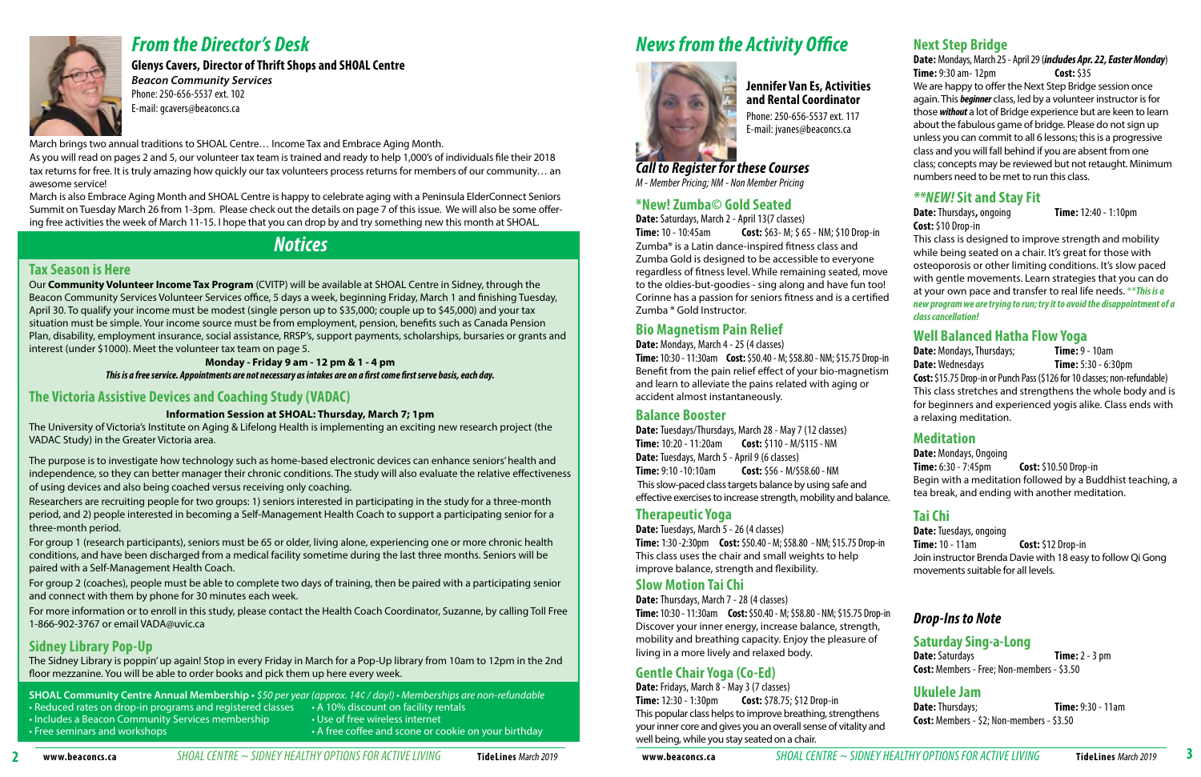## *From the Director's Desk*

**Glenys Cavers, Director of Thrift Shops and SHOAL Centre**
***Beacon Community Services***
Phone: 250-656-5537 ext. 102
E-mail: gcavers@beaconcs.ca

March brings two annual traditions to SHOAL Centre… Income Tax and Embrace Aging Month.

As you will read on pages 2 and 5, our volunteer tax team is trained and ready to help 1,000's of individuals file their 2018 tax returns for free. It is truly amazing how quickly our tax volunteers process returns for members of our community… an awesome service!

March is also Embrace Aging Month and SHOAL Centre is happy to celebrate aging with a Peninsula ElderConnect Seniors Summit on Tuesday March 26 from 1-3pm. Please check out the details on page 7 of this issue. We will also be some offering free activities the week of March 11-15. I hope that you can drop by and try something new this month at SHOAL.

## *Notices*

### Tax Season is Here

Our **Community Volunteer Income Tax Program** (CVITP) will be available at SHOAL Centre in Sidney, through the Beacon Community Services Volunteer Services office, 5 days a week, beginning Friday, March 1 and finishing Tuesday, April 30. To qualify your income must be modest (single person up to $35,000; couple up to $45,000) and your tax situation must be simple. Your income source must be from employment, pension, benefits such as Canada Pension Plan, disability, employment insurance, social assistance, RRSP's, support payments, scholarships, bursaries or grants and interest (under $1000). Meet the volunteer tax team on page 5.

**Monday - Friday 9 am - 12 pm & 1 - 4 pm**

***This is a free service. Appointments are not necessary as intakes are on a first come first serve basis, each day.***

### The Victoria Assistive Devices and Coaching Study (VADAC)

**Information Session at SHOAL: Thursday, March 7; 1pm**

The University of Victoria's Institute on Aging & Lifelong Health is implementing an exciting new research project (the VADAC Study) in the Greater Victoria area.

The purpose is to investigate how technology such as home-based electronic devices can enhance seniors' health and independence, so they can better manager their chronic conditions. The study will also evaluate the relative effectiveness of using devices and also being coached versus receiving only coaching.

Researchers are recruiting people for two groups: 1) seniors interested in participating in the study for a three-month period, and 2) people interested in becoming a Self-Management Health Coach to support a participating senior for a three-month period.

For group 1 (research participants), seniors must be 65 or older, living alone, experiencing one or more chronic health conditions, and have been discharged from a medical facility sometime during the last three months. Seniors will be paired with a Self-Management Health Coach.

For group 2 (coaches), people must be able to complete two days of training, then be paired with a participating senior and connect with them by phone for 30 minutes each week.

For more information or to enroll in this study, please contact the Health Coach Coordinator, Suzanne, by calling Toll Free 1-866-902-3767 or email VADA@uvic.ca

### Sidney Library Pop-Up

The Sidney Library is poppin' up again! Stop in every Friday in March for a Pop-Up library from 10am to 12pm in the 2nd floor mezzanine. You will be able to order books and pick them up here every week.

**SHOAL Community Centre Annual Membership** • *$50 per year (approx. 14¢ / day!) • Memberships are non-refundable*

- Reduced rates on drop-in programs and registered classes
- Includes a Beacon Community Services membership
- Free seminars and workshops
- A 10% discount on facility rentals
- Use of free wireless internet
- A free coffee and scone or cookie on your birthday

## *News from the Activity Office*

**Jennifer Van Es, Activities and Rental Coordinator**
Phone: 250-656-5537 ext. 117
E-mail: jvanes@beaconcs.ca

### *Call to Register for these Courses*

*M - Member Pricing; NM - Non Member Pricing*

### *New! Zumba© Gold Seated

**Date:** Saturdays, March 2 - April 13(7 classes)
**Time:** 10 - 10:45am **Cost:** $63- M; $ 65 - NM; $10 Drop-in

Zumba® is a Latin dance-inspired fitness class and Zumba Gold is designed to be accessible to everyone regardless of fitness level. While remaining seated, move to the oldies-but-goodies - sing along and have fun too! Corinne has a passion for seniors fitness and is a certified Zumba ® Gold Instructor.

### Bio Magnetism Pain Relief

**Date:** Mondays, March 4 - 25 (4 classes)
**Time:** 10:30 - 11:30am **Cost:** $50.40 - M; $58.80 - NM; $15.75 Drop-in

Benefit from the pain relief effect of your bio-magnetism and learn to alleviate the pains related with aging or accident almost instantaneously.

### Balance Booster

**Date:** Tuesdays/Thursdays, March 28 - May 7 (12 classes)
**Time:** 10:20 - 11:20am **Cost:** $110 - M/$115 - NM
**Date:** Tuesdays, March 5 - April 9 (6 classes)
**Time:** 9:10 -10:10am **Cost:** $56 - M/$58.60 - NM

This slow-paced class targets balance by using safe and effective exercises to increase strength, mobility and balance.

### Therapeutic Yoga

**Date:** Tuesdays, March 5 - 26 (4 classes)
**Time:** 1:30 -2:30pm **Cost:** $50.40 - M; $58.80 - NM; $15.75 Drop-in

This class uses the chair and small weights to help improve balance, strength and flexibility.

### Slow Motion Tai Chi

**Date:** Thursdays, March 7 - 28 (4 classes)
**Time:** 10:30 - 11:30am **Cost:** $50.40 - M; $58.80 - NM; $15.75 Drop-in

Discover your inner energy, increase balance, strength, mobility and breathing capacity. Enjoy the pleasure of living in a more lively and relaxed body.

### Gentle Chair Yoga (Co-Ed)

**Date:** Fridays, March 8 - May 3 (7 classes)
**Time:** 12:30 - 1:30pm **Cost:** $78.75; $12 Drop-in

This popular class helps to improve breathing, strengthens your inner core and gives you an overall sense of vitality and well being, while you stay seated on a chair.

### Next Step Bridge

**Date:** Mondays, March 25 - April 29 (***includes Apr. 22, Easter Monday***)
**Time:** 9:30 am- 12pm **Cost:** $35

We are happy to offer the Next Step Bridge session once again. This ***beginner*** class, led by a volunteer instructor is for those ***without*** a lot of Bridge experience but are keen to learn about the fabulous game of bridge. Please do not sign up unless you can commit to all 6 lessons; this is a progressive class and you will fall behind if you are absent from one class; concepts may be reviewed but not retaught. Minimum numbers need to be met to run this class.

### *\*\*NEW!* Sit and Stay Fit

**Date:** Thursdays, ongoing **Time:** 12:40 - 1:10pm
**Cost:** $10 Drop-in

This class is designed to improve strength and mobility while being seated on a chair. It's great for those with osteoporosis or other limiting conditions. It's slow paced with gentle movements. Learn strategies that you can do at your own pace and transfer to real life needs. ***\*\*This is a new program we are trying to run; try it to avoid the disappointment of a class cancellation!***

### Well Balanced Hatha Flow Yoga

**Date:** Mondays, Thursdays; **Time:** 9 - 10am
**Date:** Wednesdays **Time:** 5:30 - 6:30pm
**Cost:** $15.75 Drop-in or Punch Pass ($126 for 10 classes; non-refundable)

This class stretches and strengthens the whole body and is for beginners and experienced yogis alike. Class ends with a relaxing meditation.

### Meditation

**Date:** Mondays, Ongoing
**Time:** 6:30 - 7:45pm **Cost:** $10.50 Drop-in

Begin with a meditation followed by a Buddhist teaching, a tea break, and ending with another meditation.

### Tai Chi

**Date:** Tuesdays, ongoing
**Time:** 10 - 11am **Cost:** $12 Drop-in

Join instructor Brenda Davie with 18 easy to follow Qi Gong movements suitable for all levels.

### *Drop-Ins to Note*

### Saturday Sing-a-Long

**Date:** Saturdays **Time:** 2 - 3 pm
**Cost:** Members - Free; Non-members - $3.50

### Ukulele Jam

**Date:** Thursdays; **Time:** 9:30 - 11am
**Cost:** Members - $2; Non-members - $3.50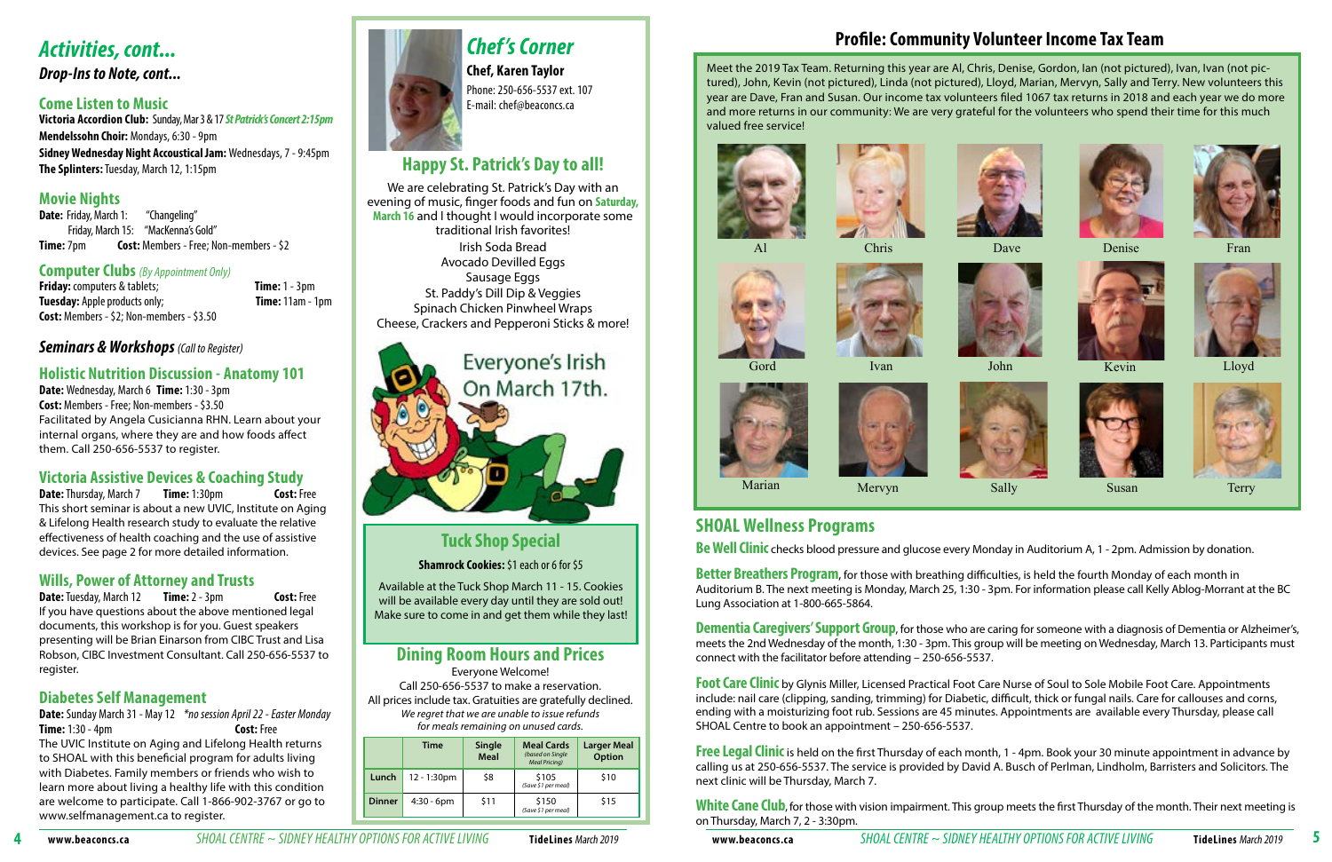# Activities, cont...

### *Drop-Ins to Note, cont...*

## Come Listen to Music

**Victoria Accordion Club:** Sunday, Mar 3 & 17 ***St Patrick's Concert 2:15pm***
**Mendelssohn Choir:** Mondays, 6:30 - 9pm
**Sidney Wednesday Night Accoustical Jam:** Wednesdays, 7 - 9:45pm
**The Splinters:** Tuesday, March 12, 1:15pm

## Movie Nights

**Date:** Friday, March 1: "Changeling"
Friday, March 15: "MacKenna's Gold"
**Time:** 7pm **Cost:** Members - Free; Non-members - $2

## Computer Clubs *(By Appointment Only)*

**Friday:** computers & tablets; **Time:** 1 - 3pm
**Tuesday:** Apple products only; **Time:** 11am - 1pm
**Cost:** Members - $2; Non-members - $3.50

## *Seminars & Workshops (Call to Register)*

## Holistic Nutrition Discussion - Anatomy 101

**Date:** Wednesday, March 6 **Time:** 1:30 - 3pm
**Cost:** Members - Free; Non-members - $3.50
Facilitated by Angela Cusicianna RHN. Learn about your internal organs, where they are and how foods affect them. Call 250-656-5537 to register.

## Victoria Assistive Devices & Coaching Study

**Date:** Thursday, March 7 **Time:** 1:30pm **Cost:** Free
This short seminar is about a new UVIC, Institute on Aging & Lifelong Health research study to evaluate the relative effectiveness of health coaching and the use of assistive devices. See page 2 for more detailed information.

## Wills, Power of Attorney and Trusts

**Date:** Tuesday, March 12 **Time:** 2 - 3pm **Cost:** Free
If you have questions about the above mentioned legal documents, this workshop is for you. Guest speakers presenting will be Brian Einarson from CIBC Trust and Lisa Robson, CIBC Investment Consultant. Call 250-656-5537 to register.

## Diabetes Self Management

**Date:** Sunday March 31 - May 12 *\*no session April 22 - Easter Monday*
**Time:** 1:30 - 4pm **Cost:** Free
The UVIC Institute on Aging and Lifelong Health returns to SHOAL with this beneficial program for adults living with Diabetes. Family members or friends who wish to learn more about living a healthy life with this condition are welcome to participate. Call 1-866-902-3767 or go to www.selfmanagement.ca to register.

# Chef's Corner

**Chef, Karen Taylor**
Phone: 250-656-5537 ext. 107
E-mail: chef@beaconcs.ca

## Happy St. Patrick's Day to all!

We are celebrating St. Patrick's Day with an evening of music, finger foods and fun on **Saturday, March 16** and I thought I would incorporate some traditional Irish favorites!

Irish Soda Bread
Avocado Devilled Eggs
Sausage Eggs
St. Paddy's Dill Dip & Veggies
Spinach Chicken Pinwheel Wraps
Cheese, Crackers and Pepperoni Sticks & more!

Everyone's Irish On March 17th.

## Tuck Shop Special

**Shamrock Cookies:** $1 each or 6 for $5

Available at the Tuck Shop March 11 - 15. Cookies will be available every day until they are sold out! Make sure to come in and get them while they last!

## Dining Room Hours and Prices

Everyone Welcome!
Call 250-656-5537 to make a reservation.
All prices include tax. Gratuities are gratefully declined.
*We regret that we are unable to issue refunds for meals remaining on unused cards.*

| | Time | Single Meal | Meal Cards *(based on Single Meal Pricing)* | Larger Meal Option |
|---|---|---|---|---|
| **Lunch** | 12 - 1:30pm | $8 | $105 *(Save $1 per meal)* | $10 |
| **Dinner** | 4:30 - 6pm | $11 | $150 *(Save $1 per meal)* | $15 |

# Profile: Community Volunteer Income Tax Team

Meet the 2019 Tax Team. Returning this year are Al, Chris, Denise, Gordon, Ian (not pictured), Ivan, Ivan (not pictured), John, Kevin (not pictured), Linda (not pictured), Lloyd, Marian, Mervyn, Sally and Terry. New volunteers this year are Dave, Fran and Susan. Our income tax volunteers filed 1067 tax returns in 2018 and each year we do more and more returns in our community: We are very grateful for the volunteers who spend their time for this much valued free service!

Al, Chris, Dave, Denise, Fran, Gord, Ivan, John, Kevin, Lloyd, Marian, Mervyn, Sally, Susan, Terry

## SHOAL Wellness Programs

**Be Well Clinic** checks blood pressure and glucose every Monday in Auditorium A, 1 - 2pm. Admission by donation.

**Better Breathers Program**, for those with breathing difficulties, is held the fourth Monday of each month in Auditorium B. The next meeting is Monday, March 25, 1:30 - 3pm. For information please call Kelly Ablog-Morrant at the BC Lung Association at 1-800-665-5864.

**Dementia Caregivers' Support Group**, for those who are caring for someone with a diagnosis of Dementia or Alzheimer's, meets the 2nd Wednesday of the month, 1:30 - 3pm. This group will be meeting on Wednesday, March 13. Participants must connect with the facilitator before attending – 250-656-5537.

**Foot Care Clinic** by Glynis Miller, Licensed Practical Foot Care Nurse of Soul to Sole Mobile Foot Care. Appointments include: nail care (clipping, sanding, trimming) for Diabetic, difficult, thick or fungal nails. Care for callouses and corns, ending with a moisturizing foot rub. Sessions are 45 minutes. Appointments are available every Thursday, please call SHOAL Centre to book an appointment – 250-656-5537.

**Free Legal Clinic** is held on the first Thursday of each month, 1 - 4pm. Book your 30 minute appointment in advance by calling us at 250-656-5537. The service is provided by David A. Busch of Perlman, Lindholm, Barristers and Solicitors. The next clinic will be Thursday, March 7.

**White Cane Club**, for those with vision impairment. This group meets the first Thursday of the month. Their next meeting is on Thursday, March 7, 2 - 3:30pm.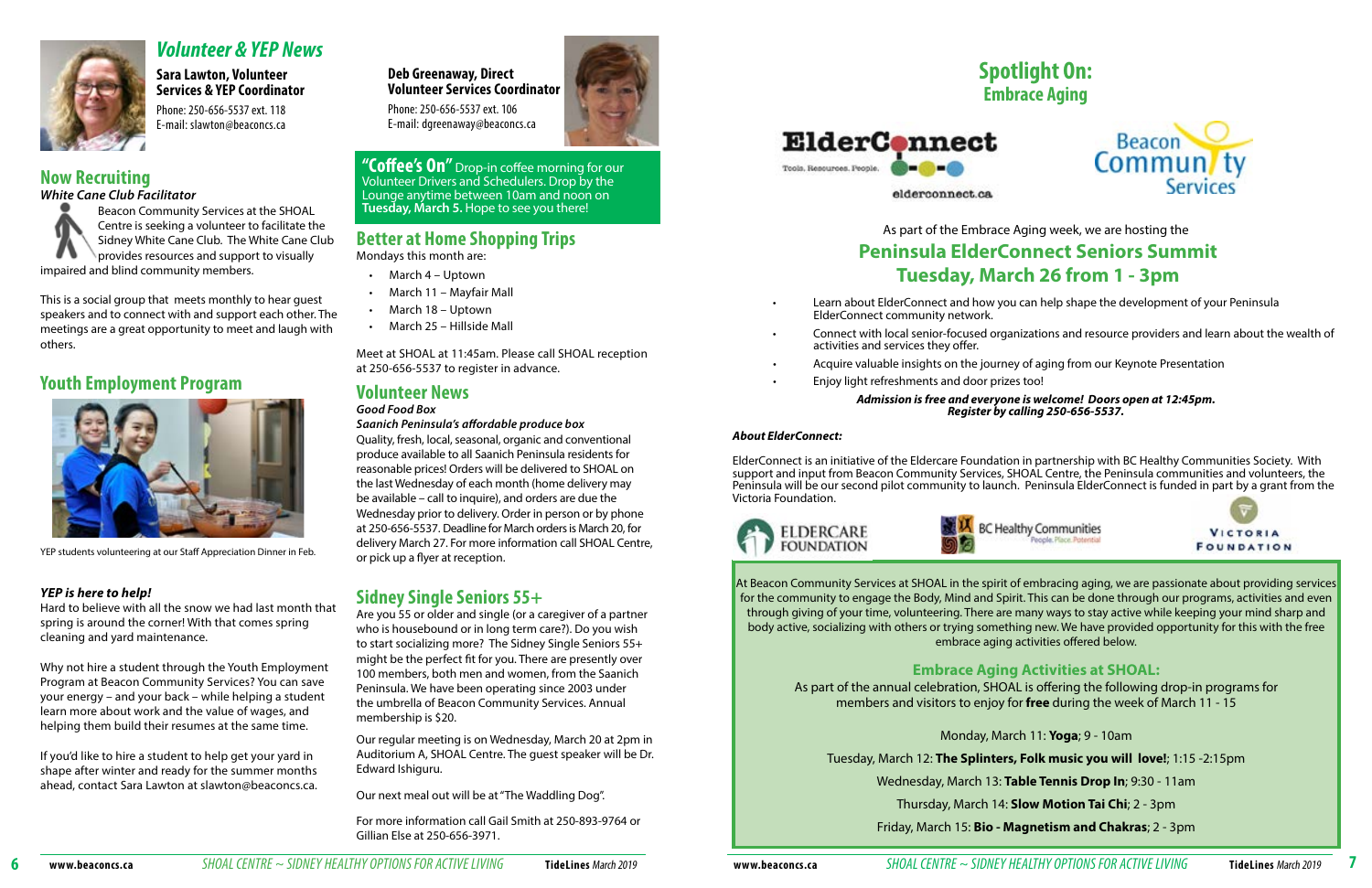# Volunteer & YEP News

**Sara Lawton, Volunteer Services & YEP Coordinator**
Phone: 250-656-5537 ext. 118
E-mail: slawton@beaconcs.ca

**Deb Greenaway, Direct Volunteer Services Coordinator**
Phone: 250-656-5537 ext. 106
E-mail: dgreenaway@beaconcs.ca

## Now Recruiting

***White Cane Club Facilitator***

Beacon Community Services at the SHOAL Centre is seeking a volunteer to facilitate the Sidney White Cane Club. The White Cane Club provides resources and support to visually impaired and blind community members.

This is a social group that meets monthly to hear guest speakers and to connect with and support each other. The meetings are a great opportunity to meet and laugh with others.

## Youth Employment Program

YEP students volunteering at our Staff Appreciation Dinner in Feb.

***YEP is here to help!***

Hard to believe with all the snow we had last month that spring is around the corner! With that comes spring cleaning and yard maintenance.

Why not hire a student through the Youth Employment Program at Beacon Community Services? You can save your energy – and your back – while helping a student learn more about work and the value of wages, and helping them build their resumes at the same time.

If you'd like to hire a student to help get your yard in shape after winter and ready for the summer months ahead, contact Sara Lawton at slawton@beaconcs.ca.

**"Coffee's On"** Drop-in coffee morning for our Volunteer Drivers and Schedulers. Drop by the Lounge anytime between 10am and noon on **Tuesday, March 5.** Hope to see you there!

## Better at Home Shopping Trips

Mondays this month are:

- March 4 – Uptown
- March 11 – Mayfair Mall
- March 18 – Uptown
- March 25 – Hillside Mall

Meet at SHOAL at 11:45am. Please call SHOAL reception at 250-656-5537 to register in advance.

## Volunteer News

***Good Food Box***

***Saanich Peninsula's affordable produce box***

Quality, fresh, local, seasonal, organic and conventional produce available to all Saanich Peninsula residents for reasonable prices! Orders will be delivered to SHOAL on the last Wednesday of each month (home delivery may be available – call to inquire), and orders are due the Wednesday prior to delivery. Order in person or by phone at 250-656-5537. Deadline for March orders is March 20, for delivery March 27. For more information call SHOAL Centre, or pick up a flyer at reception.

## Sidney Single Seniors 55+

Are you 55 or older and single (or a caregiver of a partner who is housebound or in long term care?). Do you wish to start socializing more? The Sidney Single Seniors 55+ might be the perfect fit for you. There are presently over 100 members, both men and women, from the Saanich Peninsula. We have been operating since 2003 under the umbrella of Beacon Community Services. Annual membership is $20.

Our regular meeting is on Wednesday, March 20 at 2pm in Auditorium A, SHOAL Centre. The guest speaker will be Dr. Edward Ishiguru.

Our next meal out will be at "The Waddling Dog".

For more information call Gail Smith at 250-893-9764 or Gillian Else at 250-656-3971.

# Spotlight On: Embrace Aging

ElderConnect — Tools. Resources. People. — elderconnect.ca

Beacon Community Services

As part of the Embrace Aging week, we are hosting the

## Peninsula ElderConnect Seniors Summit Tuesday, March 26 from 1 - 3pm

- Learn about ElderConnect and how you can help shape the development of your Peninsula ElderConnect community network.
- Connect with local senior-focused organizations and resource providers and learn about the wealth of activities and services they offer.
- Acquire valuable insights on the journey of aging from our Keynote Presentation
- Enjoy light refreshments and door prizes too!

***Admission is free and everyone is welcome! Doors open at 12:45pm. Register by calling 250-656-5537.***

***About ElderConnect:***

ElderConnect is an initiative of the Eldercare Foundation in partnership with BC Healthy Communities Society. With support and input from Beacon Community Services, SHOAL Centre, the Peninsula communities and volunteers, the Peninsula will be our second pilot community to launch. Peninsula ElderConnect is funded in part by a grant from the Victoria Foundation.

Eldercare Foundation — BC Healthy Communities (People. Place. Potential) — Victoria Foundation

At Beacon Community Services at SHOAL in the spirit of embracing aging, we are passionate about providing services for the community to engage the Body, Mind and Spirit. This can be done through our programs, activities and even through giving of your time, volunteering. There are many ways to stay active while keeping your mind sharp and body active, socializing with others or trying something new. We have provided opportunity for this with the free embrace aging activities offered below.

### Embrace Aging Activities at SHOAL:

As part of the annual celebration, SHOAL is offering the following drop-in programs for members and visitors to enjoy for **free** during the week of March 11 - 15

Monday, March 11: **Yoga**; 9 - 10am

Tuesday, March 12: **The Splinters, Folk music you will love!**; 1:15 -2:15pm

Wednesday, March 13: **Table Tennis Drop In**; 9:30 - 11am

Thursday, March 14: **Slow Motion Tai Chi**; 2 - 3pm

Friday, March 15: **Bio - Magnetism and Chakras**; 2 - 3pm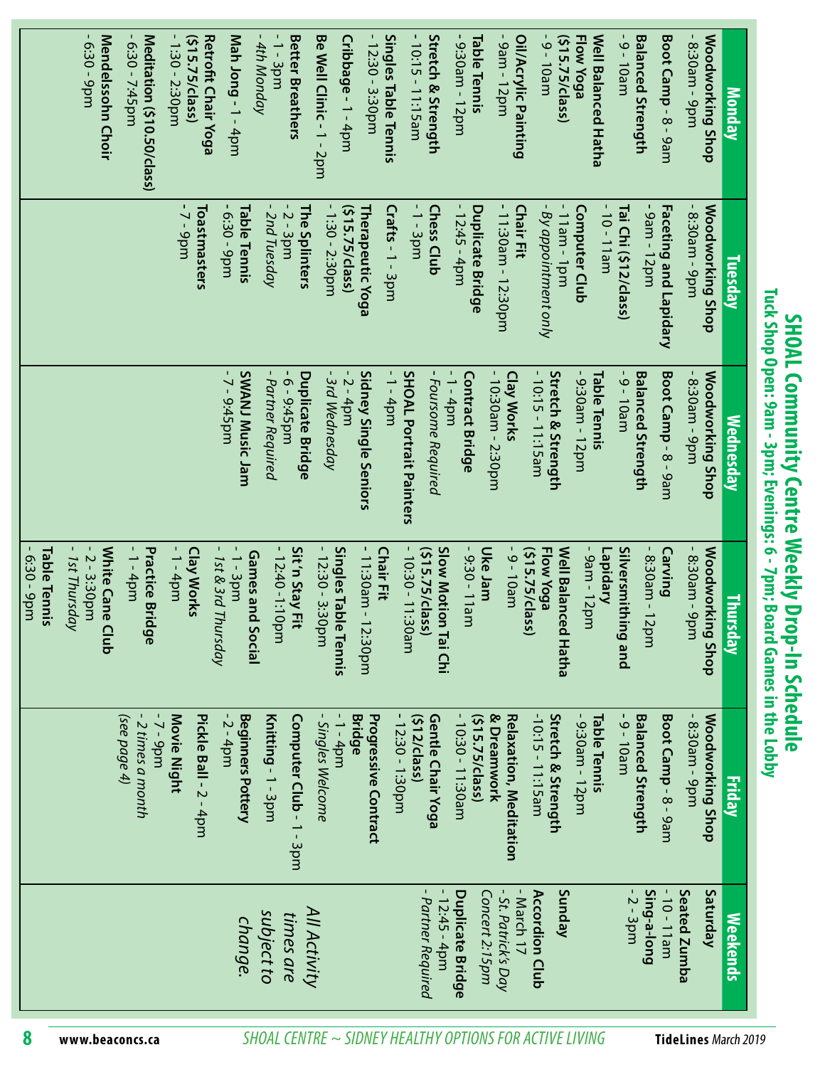# SHOAL Community Centre Weekly Drop-In Schedule

**Tuck Shop Open: 9am - 3pm; Evenings: 6 - 7pm; Board Games in the Lobby**

| Monday | Tuesday | Wednesday | Thursday | Friday | Weekends |
|---|---|---|---|---|---|
| **Woodworking Shop** - 8:30am - 9pm | **Woodworking Shop** - 8:30am - 9pm | **Woodworking Shop** - 8:30am - 9pm | **Woodworking Shop** - 8:30am - 9pm | **Woodworking Shop** - 8:30am - 9pm | **Saturday** |
| **Boot Camp** - 8 - 9am | **Faceting and Lapidary** - 9am - 12pm | **Boot Camp** - 8 - 9am | **Carving** - 8:30am - 12pm | **Boot Camp** - 8 - 9am | **Seated Zumba** - 10 - 11am |
| **Balanced Strength** - 9 - 10am | **Tai Chi ($12/class)** - 10 - 11am | **Balanced Strength** - 9 - 10am | **Silversmithing and Lapidary** - 9am - 12pm | **Balanced Strength** - 9 - 10am | **Sing-a-long** - 2 - 3pm |
| **Well Balanced Hatha Flow Yoga ($15.75/class)** - 9 - 10am | **Computer Club** - 11am - 1pm - *By appointment only* | **Table Tennis** - 9:30am - 12pm | **Well Balanced Hatha Flow Yoga ($15.75/class)** - 9 - 10am | **Table Tennis** - 9:30am - 12pm | **Sunday** |
| **Oil/Acrylic Painting** - 9am - 12pm | **Chair Fit** - 11:30am - 12:30pm | **Stretch & Strength** - 10:15 - 11:15am | **Uke Jam** - 9:30 - 11am | **Stretch & Strength** - 10:15 - 11:15am | **Accordion Club** - March 17 - *St. Patrick's Day Concert 2:15pm* |
| **Table Tennis** - 9:30am - 12pm | **Duplicate Bridge** - 12:45 - 4pm | **Clay Works** - 10:30am - 2:30pm | **Slow Motion Tai Chi ($15.75/class)** - 10:30 - 11:30am | **Relaxation, Meditation & Dreamwork ($15.75/class)** - 10:30 - 11:30am | **Duplicate Bridge** - 12:45 - 4pm - *Partner Required* |
| **Stretch & Strength** - 10:15 - 11:15am | **Chess Club** - 1 - 3pm | **Contract Bridge** - 1 - 4pm - *Foursome Required* | **Chair Fit** - 11:30am - 12:30pm | **Gentle Chair Yoga ($12/class)** - 12:30 - 1:30pm | |
| **Singles Table Tennis** - 12:30 - 3:30pm | **Crafts** - 1 - 3pm | **SHOAL Portrait Painters** - 1 - 4pm | **Singles Table Tennis** - 12:30 - 3:30pm | **Progressive Contract Bridge** - 1 - 4pm - *Singles Welcome* | |
| **Cribbage** - 1 - 4pm | **Therapeutic Yoga ($15.75/class)** - 1:30 - 2:30pm | **Sidney Single Seniors** - 2 - 4pm - *3rd Wednesday* | **Sit'n Stay Fit** - 12:40 - 1:10pm | **Computer Club** - 1 - 3pm | |
| **Be Well Clinic** - 1 - 2pm | **The Splinters** - 2 - 3pm - *2nd Tuesday* | **Duplicate Bridge** - 6 - 9:45pm - *Partner Required* | **Games and Social** - 1 - 3pm - *1st & 3rd Thursday* | **Knitting** - 1 - 3pm | |
| **Better Breathers** - 1 - 3pm - *4th Monday* | **Table Tennis** - 6:30 - 9pm | **SWANJ Music Jam** - 7 - 9:45pm | **Clay Works** - 1 - 4pm | **Beginners Pottery** - 2 - 4pm | *All Activity times are subject to change.* |
| **Mah Jong** - 1 - 4pm | **Toastmasters** - 7 - 9pm | | **Practice Bridge** - 1 - 4pm | **Pickle Ball** - 2 - 4pm | |
| **Retrofit Chair Yoga ($15.75/class)** - 1:30 - 2:30pm | | | **White Cane Club** - 2 - 3:30pm - *1st Thursday* | **Movie Night** - 7 - 9pm - *2 times a month (see page 4)* | |
| **Meditation ($10.50/class)** - 6:30 - 7:45pm | | | **Table Tennis** - 6:30 - 9pm | | |
| **Mendelssohn Choir** - 6:30 - 9pm | | | | | |